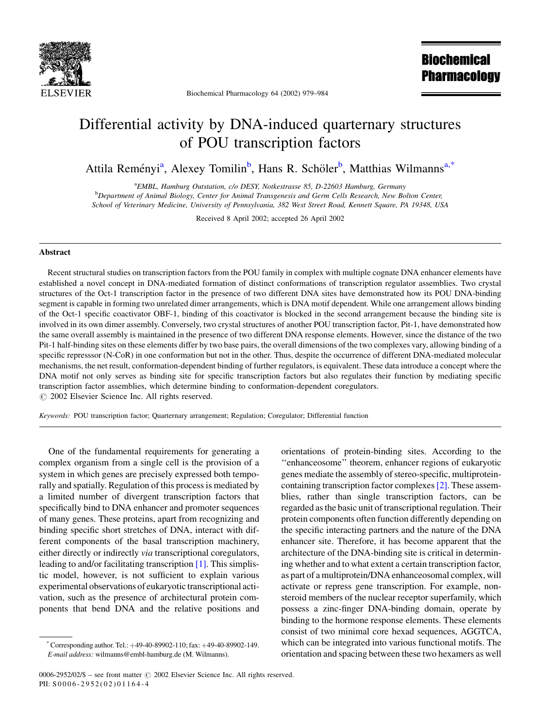# Differential activity by DNA-induced quarternary structures of POU transcription factors

Attila Reményi[a], Alexey Tomilin[b], Hans R. Schöler[b], Matthias Wilmanns[a,*]

[a]*EMBL, Hamburg Outstation, c/o DESY, Notkestrasse 85, D-22603 Hamburg, Germany*
[b]*Department of Animal Biology, Center for Animal Transgenesis and Germ Cells Research, New Bolton Center, School of Veterinary Medicine, University of Pennsylvania, 382 West Street Road, Kennett Square, PA 19348, USA*

Received 8 April 2002; accepted 26 April 2002

## Abstract

Recent structural studies on transcription factors from the POU family in complex with multiple cognate DNA enhancer elements have established a novel concept in DNA-mediated formation of distinct conformations of transcription regulator assemblies. Two crystal structures of the Oct-1 transcription factor in the presence of two different DNA sites have demonstrated how its POU DNA-binding segment is capable in forming two unrelated dimer arrangements, which is DNA motif dependent. While one arrangement allows binding of the Oct-1 specific coactivator OBF-1, binding of this coactivator is blocked in the second arrangement because the binding site is involved in its own dimer assembly. Conversely, two crystal structures of another POU transcription factor, Pit-1, have demonstrated how the same overall assembly is maintained in the presence of two different DNA response elements. However, since the distance of the two Pit-1 half-binding sites on these elements differ by two base pairs, the overall dimensions of the two complexes vary, allowing binding of a specific represssor (N-CoR) in one conformation but not in the other. Thus, despite the occurrence of different DNA-mediated molecular mechanisms, the net result, conformation-dependent binding of further regulators, is equivalent. These data introduce a concept where the DNA motif not only serves as binding site for specific transcription factors but also regulates their function by mediating specific transcription factor assemblies, which determine binding to conformation-dependent coregulators.
© 2002 Elsevier Science Inc. All rights reserved.

*Keywords:* POU transcription factor; Quarternary arrangement; Regulation; Coregulator; Differential function

One of the fundamental requirements for generating a complex organism from a single cell is the provision of a system in which genes are precisely expressed both temporally and spatially. Regulation of this process is mediated by a limited number of divergent transcription factors that specifically bind to DNA enhancer and promoter sequences of many genes. These proteins, apart from recognizing and binding specific short stretches of DNA, interact with different components of the basal transcription machinery, either directly or indirectly *via* transcriptional coregulators, leading to and/or facilitating transcription [1]. This simplistic model, however, is not sufficient to explain various experimental observations of eukaryotic transcriptional activation, such as the presence of architectural protein components that bend DNA and the relative positions and orientations of protein-binding sites. According to the "enhanceosome" theorem, enhancer regions of eukaryotic genes mediate the assembly of stereo-specific, multiprotein-containing transcription factor complexes [2]. These assemblies, rather than single transcription factors, can be regarded as the basic unit of transcriptional regulation. Their protein components often function differently depending on the specific interacting partners and the nature of the DNA enhancer site. Therefore, it has become apparent that the architecture of the DNA-binding site is critical in determining whether and to what extent a certain transcription factor, as part of a multiprotein/DNA enhanceosomal complex, will activate or repress gene transcription. For example, non-steroid members of the nuclear receptor superfamily, which possess a zinc-finger DNA-binding domain, operate by binding to the hormone response elements. These elements consist of two minimal core hexad sequences, AGGTCA, which can be integrated into various functional motifs. The orientation and spacing between these two hexamers as well

* Corresponding author. Tel.: +49-40-89902-110; fax: +49-40-89902-149.
*E-mail address:* wilmanns@embl-hamburg.de (M. Wilmanns).

0006-2952/02/$ – see front matter © 2002 Elsevier Science Inc. All rights reserved.
PII: S0006-2952(02)01164-4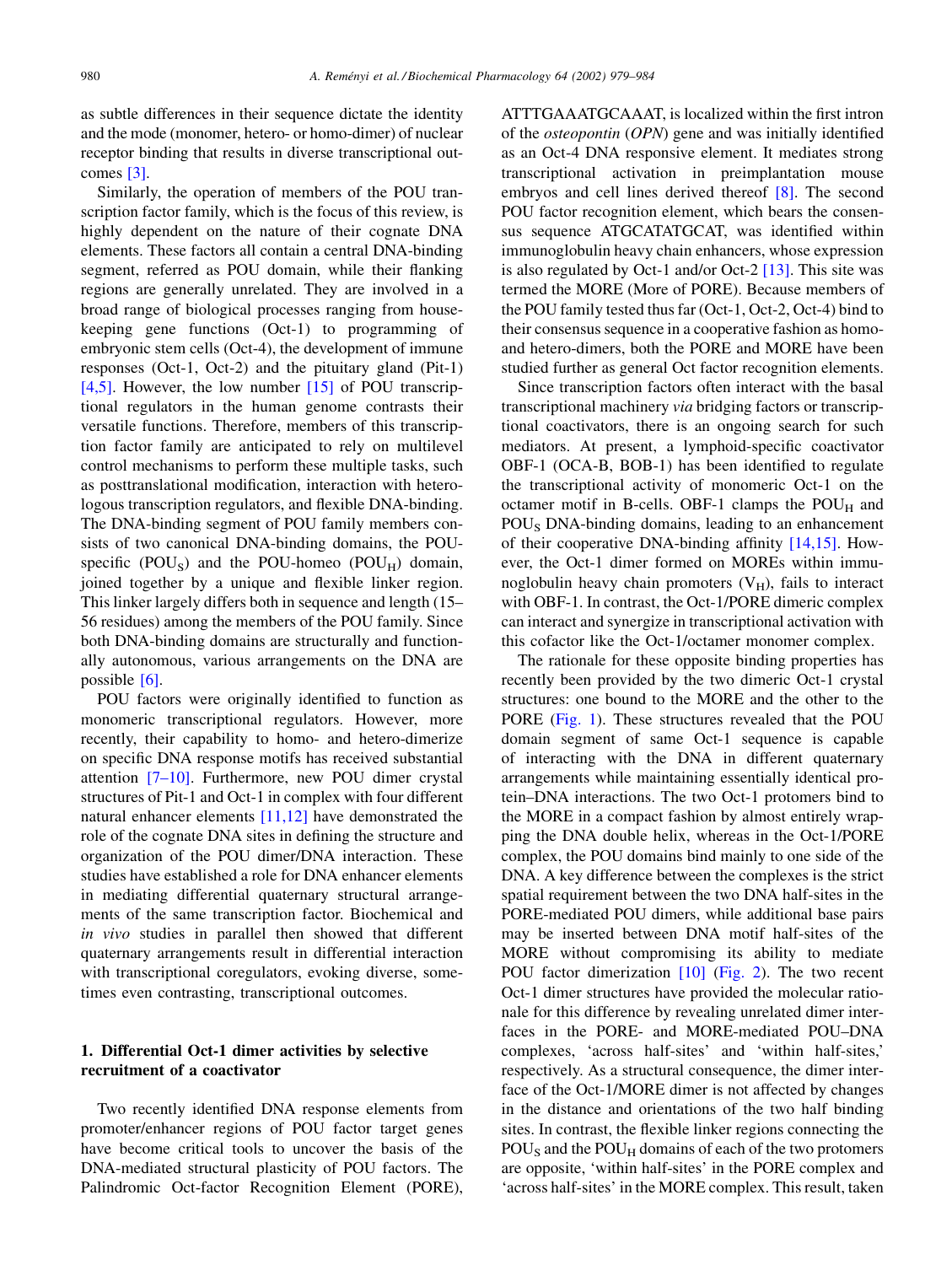as subtle differences in their sequence dictate the identity and the mode (monomer, hetero- or homo-dimer) of nuclear receptor binding that results in diverse transcriptional outcomes [3].

Similarly, the operation of members of the POU transcription factor family, which is the focus of this review, is highly dependent on the nature of their cognate DNA elements. These factors all contain a central DNA-binding segment, referred as POU domain, while their flanking regions are generally unrelated. They are involved in a broad range of biological processes ranging from housekeeping gene functions (Oct-1) to programming of embryonic stem cells (Oct-4), the development of immune responses (Oct-1, Oct-2) and the pituitary gland (Pit-1) [4,5]. However, the low number [15] of POU transcriptional regulators in the human genome contrasts their versatile functions. Therefore, members of this transcription factor family are anticipated to rely on multilevel control mechanisms to perform these multiple tasks, such as posttranslational modification, interaction with heterologous transcription regulators, and flexible DNA-binding. The DNA-binding segment of POU family members consists of two canonical DNA-binding domains, the POU-specific ($POU_S$) and the POU-homeo ($POU_H$) domain, joined together by a unique and flexible linker region. This linker largely differs both in sequence and length (15–56 residues) among the members of the POU family. Since both DNA-binding domains are structurally and functionally autonomous, various arrangements on the DNA are possible [6].

POU factors were originally identified to function as monomeric transcriptional regulators. However, more recently, their capability to homo- and hetero-dimerize on specific DNA response motifs has received substantial attention [7–10]. Furthermore, new POU dimer crystal structures of Pit-1 and Oct-1 in complex with four different natural enhancer elements [11,12] have demonstrated the role of the cognate DNA sites in defining the structure and organization of the POU dimer/DNA interaction. These studies have established a role for DNA enhancer elements in mediating differential quaternary structural arrangements of the same transcription factor. Biochemical and *in vivo* studies in parallel then showed that different quaternary arrangements result in differential interaction with transcriptional coregulators, evoking diverse, sometimes even contrasting, transcriptional outcomes.

## 1. Differential Oct-1 dimer activities by selective recruitment of a coactivator

Two recently identified DNA response elements from promoter/enhancer regions of POU factor target genes have become critical tools to uncover the basis of the DNA-mediated structural plasticity of POU factors. The Palindromic Oct-factor Recognition Element (PORE), ATTTGAAATGCAAAT, is localized within the first intron of the *osteopontin* (*OPN*) gene and was initially identified as an Oct-4 DNA responsive element. It mediates strong transcriptional activation in preimplantation mouse embryos and cell lines derived thereof [8]. The second POU factor recognition element, which bears the consensus sequence ATGCATATGCAT, was identified within immunoglobulin heavy chain enhancers, whose expression is also regulated by Oct-1 and/or Oct-2 [13]. This site was termed the MORE (More of PORE). Because members of the POU family tested thus far (Oct-1, Oct-2, Oct-4) bind to their consensus sequence in a cooperative fashion as homo- and hetero-dimers, both the PORE and MORE have been studied further as general Oct factor recognition elements.

Since transcription factors often interact with the basal transcriptional machinery *via* bridging factors or transcriptional coactivators, there is an ongoing search for such mediators. At present, a lymphoid-specific coactivator OBF-1 (OCA-B, BOB-1) has been identified to regulate the transcriptional activity of monomeric Oct-1 on the octamer motif in B-cells. OBF-1 clamps the $POU_H$ and $POU_S$ DNA-binding domains, leading to an enhancement of their cooperative DNA-binding affinity [14,15]. However, the Oct-1 dimer formed on MOREs within immunoglobulin heavy chain promoters ($V_H$), fails to interact with OBF-1. In contrast, the Oct-1/PORE dimeric complex can interact and synergize in transcriptional activation with this cofactor like the Oct-1/octamer monomer complex.

The rationale for these opposite binding properties has recently been provided by the two dimeric Oct-1 crystal structures: one bound to the MORE and the other to the PORE (Fig. 1). These structures revealed that the POU domain segment of same Oct-1 sequence is capable of interacting with the DNA in different quaternary arrangements while maintaining essentially identical protein–DNA interactions. The two Oct-1 protomers bind to the MORE in a compact fashion by almost entirely wrapping the DNA double helix, whereas in the Oct-1/PORE complex, the POU domains bind mainly to one side of the DNA. A key difference between the complexes is the strict spatial requirement between the two DNA half-sites in the PORE-mediated POU dimers, while additional base pairs may be inserted between DNA motif half-sites of the MORE without compromising its ability to mediate POU factor dimerization [10] (Fig. 2). The two recent Oct-1 dimer structures have provided the molecular rationale for this difference by revealing unrelated dimer interfaces in the PORE- and MORE-mediated POU–DNA complexes, 'across half-sites' and 'within half-sites,' respectively. As a structural consequence, the dimer interface of the Oct-1/MORE dimer is not affected by changes in the distance and orientations of the two half binding sites. In contrast, the flexible linker regions connecting the $POU_S$ and the $POU_H$ domains of each of the two protomers are opposite, 'within half-sites' in the PORE complex and 'across half-sites' in the MORE complex. This result, taken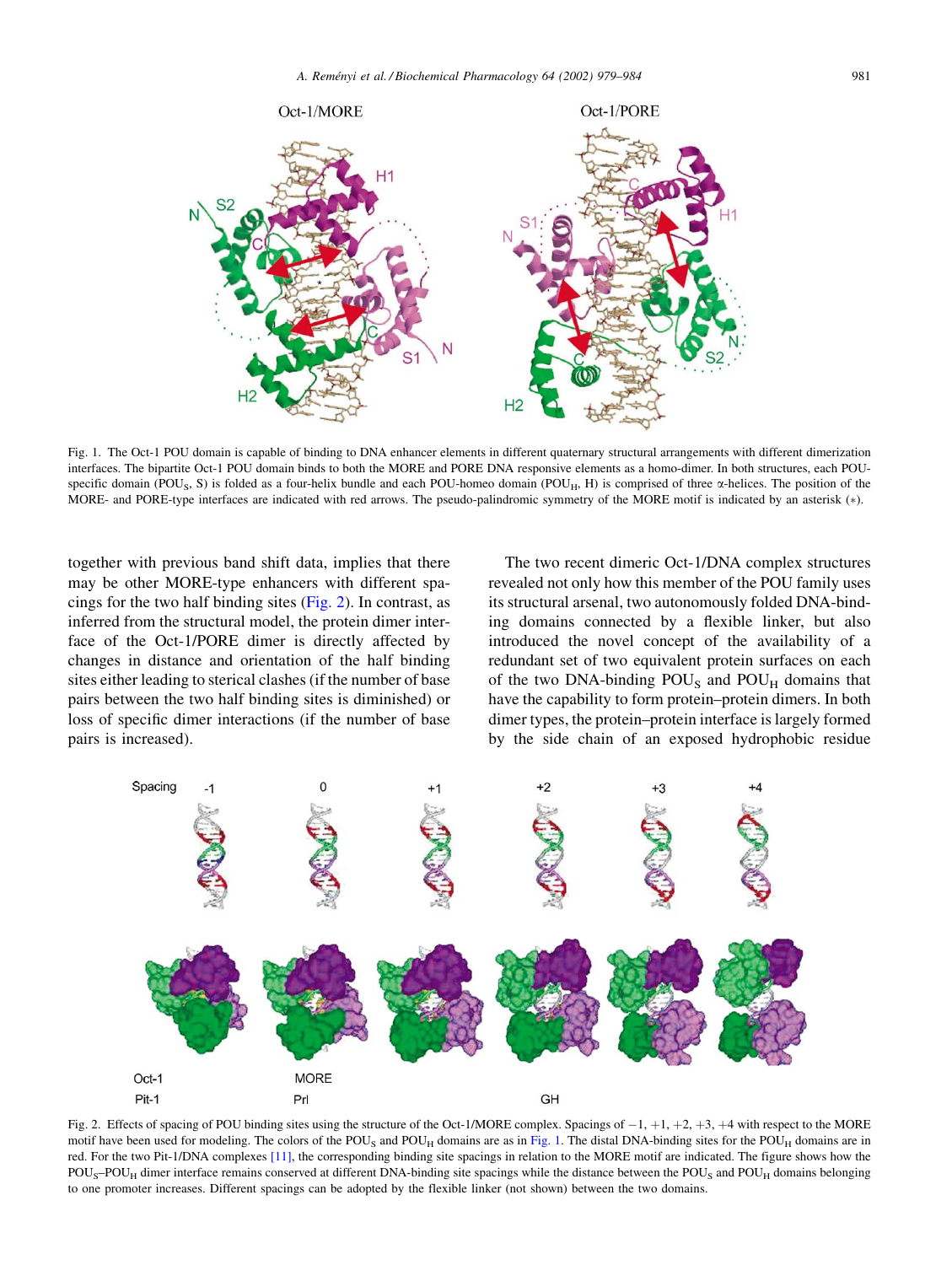Fig. 1. The Oct-1 POU domain is capable of binding to DNA enhancer elements in different quaternary structural arrangements with different dimerization interfaces. The bipartite Oct-1 POU domain binds to both the MORE and PORE DNA responsive elements as a homo-dimer. In both structures, each POU-specific domain ($POU_S$, S) is folded as a four-helix bundle and each POU-homeo domain ($POU_H$, H) is comprised of three α-helices. The position of the MORE- and PORE-type interfaces are indicated with red arrows. The pseudo-palindromic symmetry of the MORE motif is indicated by an asterisk (*).

together with previous band shift data, implies that there may be other MORE-type enhancers with different spacings for the two half binding sites (Fig. 2). In contrast, as inferred from the structural model, the protein dimer interface of the Oct-1/PORE dimer is directly affected by changes in distance and orientation of the half binding sites either leading to sterical clashes (if the number of base pairs between the two half binding sites is diminished) or loss of specific dimer interactions (if the number of base pairs is increased).

The two recent dimeric Oct-1/DNA complex structures revealed not only how this member of the POU family uses its structural arsenal, two autonomously folded DNA-binding domains connected by a flexible linker, but also introduced the novel concept of the availability of a redundant set of two equivalent protein surfaces on each of the two DNA-binding $POU_S$ and $POU_H$ domains that have the capability to form protein–protein dimers. In both dimer types, the protein–protein interface is largely formed by the side chain of an exposed hydrophobic residue

Fig. 2. Effects of spacing of POU binding sites using the structure of the Oct-1/MORE complex. Spacings of −1, +1, +2, +3, +4 with respect to the MORE motif have been used for modeling. The colors of the $POU_S$ and $POU_H$ domains are as in Fig. 1. The distal DNA-binding sites for the $POU_H$ domains are in red. For the two Pit-1/DNA complexes [11], the corresponding binding site spacings in relation to the MORE motif are indicated. The figure shows how the $POU_S$–$POU_H$ dimer interface remains conserved at different DNA-binding site spacings while the distance between the $POU_S$ and $POU_H$ domains belonging to one promoter increases. Different spacings can be adopted by the flexible linker (not shown) between the two domains.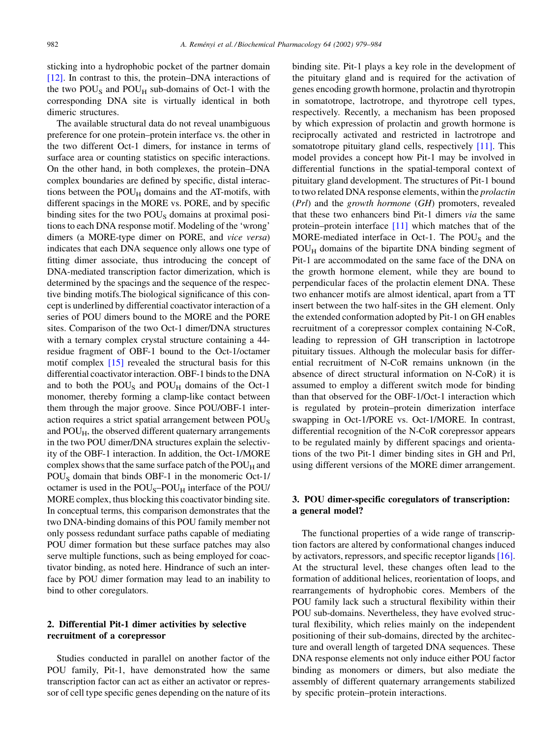sticking into a hydrophobic pocket of the partner domain [12]. In contrast to this, the protein–DNA interactions of the two $POU_S$ and $POU_H$ sub-domains of Oct-1 with the corresponding DNA site is virtually identical in both dimeric structures.

The available structural data do not reveal unambiguous preference for one protein–protein interface vs. the other in the two different Oct-1 dimers, for instance in terms of surface area or counting statistics on specific interactions. On the other hand, in both complexes, the protein–DNA complex boundaries are defined by specific, distal interactions between the $POU_H$ domains and the AT-motifs, with different spacings in the MORE vs. PORE, and by specific binding sites for the two $POU_S$ domains at proximal positions to each DNA response motif. Modeling of the 'wrong' dimers (a MORE-type dimer on PORE, and *vice versa*) indicates that each DNA sequence only allows one type of fitting dimer associate, thus introducing the concept of DNA-mediated transcription factor dimerization, which is determined by the spacings and the sequence of the respective binding motifs.The biological significance of this concept is underlined by differential coactivator interaction of a series of POU dimers bound to the MORE and the PORE sites. Comparison of the two Oct-1 dimer/DNA structures with a ternary complex crystal structure containing a 44-residue fragment of OBF-1 bound to the Oct-1/octamer motif complex [15] revealed the structural basis for this differential coactivator interaction. OBF-1 binds to the DNA and to both the $POU_S$ and $POU_H$ domains of the Oct-1 monomer, thereby forming a clamp-like contact between them through the major groove. Since POU/OBF-1 interaction requires a strict spatial arrangement between $POU_S$ and $POU_H$, the observed different quaternary arrangements in the two POU dimer/DNA structures explain the selectivity of the OBF-1 interaction. In addition, the Oct-1/MORE complex shows that the same surface patch of the $POU_H$ and $POU_S$ domain that binds OBF-1 in the monomeric Oct-1/octamer is used in the $POU_S$–$POU_H$ interface of the POU/MORE complex, thus blocking this coactivator binding site. In conceptual terms, this comparison demonstrates that the two DNA-binding domains of this POU family member not only possess redundant surface paths capable of mediating POU dimer formation but these surface patches may also serve multiple functions, such as being employed for coactivator binding, as noted here. Hindrance of such an interface by POU dimer formation may lead to an inability to bind to other coregulators.

## 2. Differential Pit-1 dimer activities by selective recruitment of a corepressor

Studies conducted in parallel on another factor of the POU family, Pit-1, have demonstrated how the same transcription factor can act as either an activator or repressor of cell type specific genes depending on the nature of its binding site. Pit-1 plays a key role in the development of the pituitary gland and is required for the activation of genes encoding growth hormone, prolactin and thyrotropin in somatotrope, lactrotrope, and thyrotrope cell types, respectively. Recently, a mechanism has been proposed by which expression of prolactin and growth hormone is reciprocally activated and restricted in lactrotrope and somatotrope pituitary gland cells, respectively [11]. This model provides a concept how Pit-1 may be involved in differential functions in the spatial-temporal context of pituitary gland development. The structures of Pit-1 bound to two related DNA response elements, within the *prolactin* (*Prl*) and the *growth hormone* (*GH*) promoters, revealed that these two enhancers bind Pit-1 dimers *via* the same protein–protein interface [11] which matches that of the MORE-mediated interface in Oct-1. The $POU_S$ and the $POU_H$ domains of the bipartite DNA binding segment of Pit-1 are accommodated on the same face of the DNA on the growth hormone element, while they are bound to perpendicular faces of the prolactin element DNA. These two enhancer motifs are almost identical, apart from a TT insert between the two half-sites in the GH element. Only the extended conformation adopted by Pit-1 on GH enables recruitment of a corepressor complex containing N-CoR, leading to repression of GH transcription in lactotrope pituitary tissues. Although the molecular basis for differential recruitment of N-CoR remains unknown (in the absence of direct structural information on N-CoR) it is assumed to employ a different switch mode for binding than that observed for the OBF-1/Oct-1 interaction which is regulated by protein–protein dimerization interface swapping in Oct-1/PORE vs. Oct-1/MORE. In contrast, differential recognition of the N-CoR corepressor appears to be regulated mainly by different spacings and orientations of the two Pit-1 dimer binding sites in GH and Prl, using different versions of the MORE dimer arrangement.

## 3. POU dimer-specific coregulators of transcription: a general model?

The functional properties of a wide range of transcription factors are altered by conformational changes induced by activators, repressors, and specific receptor ligands [16]. At the structural level, these changes often lead to the formation of additional helices, reorientation of loops, and rearrangements of hydrophobic cores. Members of the POU family lack such a structural flexibility within their POU sub-domains. Nevertheless, they have evolved structural flexibility, which relies mainly on the independent positioning of their sub-domains, directed by the architecture and overall length of targeted DNA sequences. These DNA response elements not only induce either POU factor binding as monomers or dimers, but also mediate the assembly of different quaternary arrangements stabilized by specific protein–protein interactions.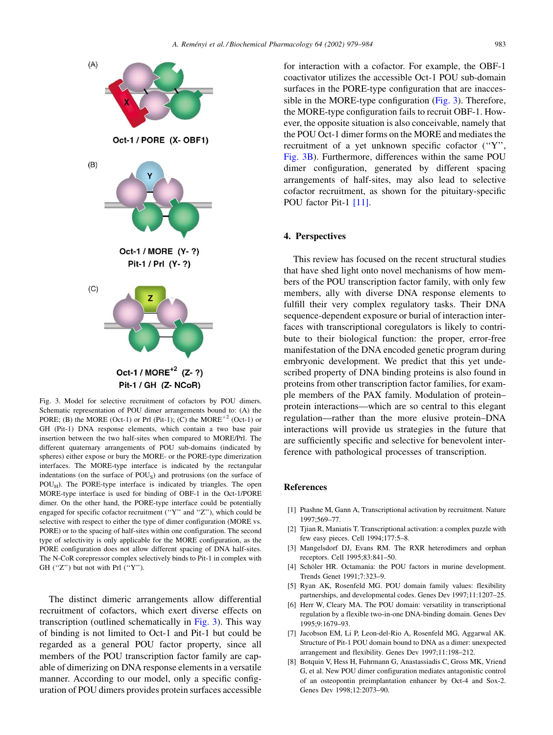(A)

Oct-1 / PORE (X- OBF1)

(B)

Oct-1 / MORE (Y- ?)
Pit-1 / Prl (Y- ?)

(C)

Oct-1 / MORE$^{+2}$ (Z- ?)
Pit-1 / GH (Z- NCoR)

Fig. 3. Model for selective recruitment of cofactors by POU dimers. Schematic representation of POU dimer arrangements bound to: (A) the PORE; (B) the MORE (Oct-1) or Prl (Pit-1); (C) the MORE$^{+2}$ (Oct-1) or GH (Pit-1) DNA response elements, which contain a two base pair insertion between the two half-sites when compared to MORE/Prl. The different quaternary arrangements of POU sub-domains (indicated by spheres) either expose or bury the MORE- or the PORE-type dimerization interfaces. The MORE-type interface is indicated by the rectangular indentations (on the surface of $POU_S$) and protrusions (on the surface of $POU_H$). The PORE-type interface is indicated by triangles. The open MORE-type interface is used for binding of OBF-1 in the Oct-1/PORE dimer. On the other hand, the PORE-type interface could be potentially engaged for specific cofactor recruitment ("Y" and "Z"), which could be selective with respect to either the type of dimer configuration (MORE vs. PORE) or to the spacing of half-sites within one configuration. The second type of selectivity is only applicable for the MORE configuration, as the PORE configuration does not allow different spacing of DNA half-sites. The N-CoR corepressor complex selectively binds to Pit-1 in complex with GH ("Z") but not with Prl ("Y").

The distinct dimeric arrangements allow differential recruitment of cofactors, which exert diverse effects on transcription (outlined schematically in Fig. 3). This way of binding is not limited to Oct-1 and Pit-1 but could be regarded as a general POU factor property, since all members of the POU transcription factor family are capable of dimerizing on DNA response elements in a versatile manner. According to our model, only a specific configuration of POU dimers provides protein surfaces accessible for interaction with a cofactor. For example, the OBF-1 coactivator utilizes the accessible Oct-1 POU sub-domain surfaces in the PORE-type configuration that are inaccessible in the MORE-type configuration (Fig. 3). Therefore, the MORE-type configuration fails to recruit OBF-1. However, the opposite situation is also conceivable, namely that the POU Oct-1 dimer forms on the MORE and mediates the recruitment of a yet unknown specific cofactor ("Y", Fig. 3B). Furthermore, differences within the same POU dimer configuration, generated by different spacing arrangements of half-sites, may also lead to selective cofactor recruitment, as shown for the pituitary-specific POU factor Pit-1 [11].

## 4. Perspectives

This review has focused on the recent structural studies that have shed light onto novel mechanisms of how members of the POU transcription factor family, with only few members, ally with diverse DNA response elements to fulfill their very complex regulatory tasks. Their DNA sequence-dependent exposure or burial of interaction interfaces with transcriptional coregulators is likely to contribute to their biological function: the proper, error-free manifestation of the DNA encoded genetic program during embryonic development. We predict that this yet undescribed property of DNA binding proteins is also found in proteins from other transcription factor families, for example members of the PAX family. Modulation of protein–protein interactions—which are so central to this elegant regulation—rather than the more elusive protein–DNA interactions will provide us strategies in the future that are sufficiently specific and selective for benevolent interference with pathological processes of transcription.

## References

[1] Ptashne M, Gann A, Transcriptional activation by recruitment. Nature 1997;569–77.

[2] Tjian R, Maniatis T. Transcriptional activation: a complex puzzle with few easy pieces. Cell 1994;177:5–8.

[3] Mangelsdorf DJ, Evans RM. The RXR heterodimers and orphan receptors. Cell 1995;83:841–50.

[4] Schöler HR. Octamania: the POU factors in murine development. Trends Genet 1991;7:323–9.

[5] Ryan AK, Rosenfeld MG. POU domain family values: flexibility partnerships, and developmental codes. Genes Dev 1997;11:1207–25.

[6] Herr W, Cleary MA. The POU domain: versatility in transcriptional regulation by a flexible two-in-one DNA-binding domain. Genes Dev 1995;9:1679–93.

[7] Jacobson EM, Li P, Leon-del-Rio A, Rosenfeld MG, Aggarwal AK. Structure of Pit-1 POU domain bound to DNA as a dimer: unexpected arrangement and flexibility. Genes Dev 1997;11:198–212.

[8] Botquin V, Hess H, Fuhrmann G, Anastassiadis C, Gross MK, Vriend G, et al. New POU dimer configuration mediates antagonistic control of an osteopontin preimplantation enhancer by Oct-4 and Sox-2. Genes Dev 1998;12:2073–90.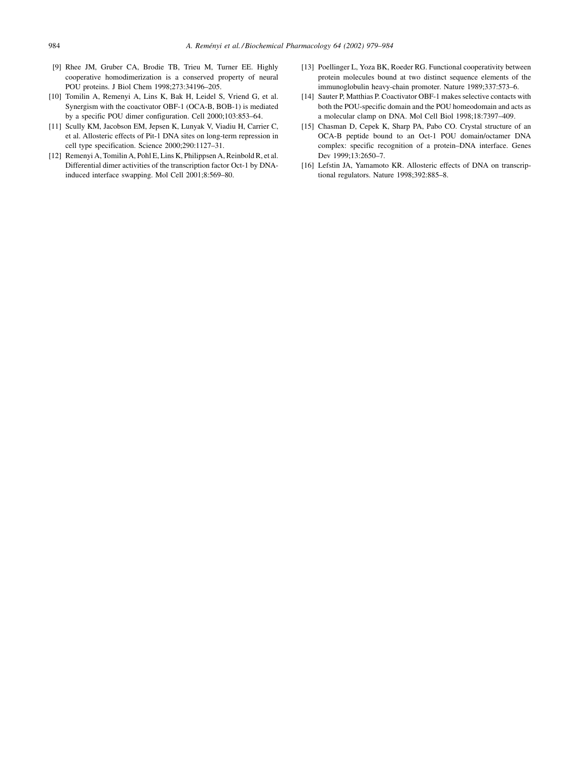[9] Rhee JM, Gruber CA, Brodie TB, Trieu M, Turner EE. Highly cooperative homodimerization is a conserved property of neural POU proteins. J Biol Chem 1998;273:34196–205.

[10] Tomilin A, Remenyi A, Lins K, Bak H, Leidel S, Vriend G, et al. Synergism with the coactivator OBF-1 (OCA-B, BOB-1) is mediated by a specific POU dimer configuration. Cell 2000;103:853–64.

[11] Scully KM, Jacobson EM, Jepsen K, Lunyak V, Viadiu H, Carrier C, et al. Allosteric effects of Pit-1 DNA sites on long-term repression in cell type specification. Science 2000;290:1127–31.

[12] Remenyi A, Tomilin A, Pohl E, Lins K, Philippsen A, Reinbold R, et al. Differential dimer activities of the transcription factor Oct-1 by DNA-induced interface swapping. Mol Cell 2001;8:569–80.

[13] Poellinger L, Yoza BK, Roeder RG. Functional cooperativity between protein molecules bound at two distinct sequence elements of the immunoglobulin heavy-chain promoter. Nature 1989;337:573–6.

[14] Sauter P, Matthias P. Coactivator OBF-1 makes selective contacts with both the POU-specific domain and the POU homeodomain and acts as a molecular clamp on DNA. Mol Cell Biol 1998;18:7397–409.

[15] Chasman D, Cepek K, Sharp PA, Pabo CO. Crystal structure of an OCA-B peptide bound to an Oct-1 POU domain/octamer DNA complex: specific recognition of a protein–DNA interface. Genes Dev 1999;13:2650–7.

[16] Lefstin JA, Yamamoto KR. Allosteric effects of DNA on transcriptional regulators. Nature 1998;392:885–8.